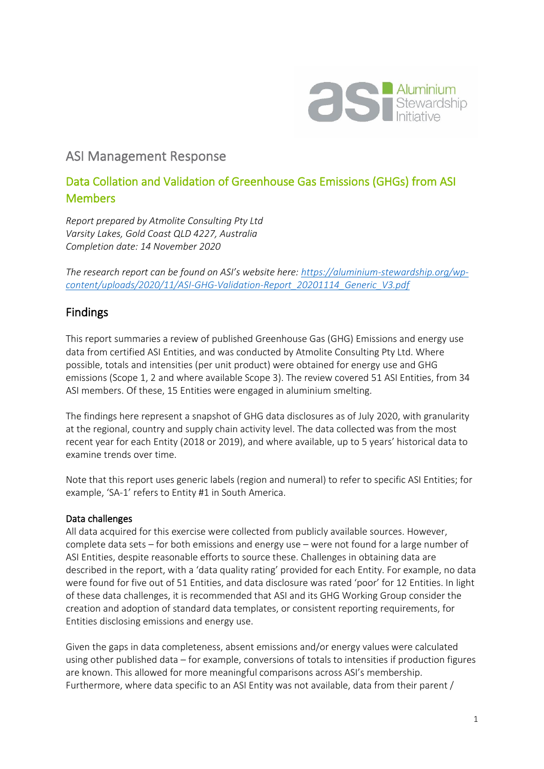# ASI Management Response

## Data Collation and Validation of Greenhouse Gas Emissions (GHGs) from ASI Members

*Report prepared by Atmolite Consulting Pty Ltd*
*Varsity Lakes, Gold Coast QLD 4227, Australia*
*Completion date: 14 November 2020*

*The research report can be found on ASI's website here: [https://aluminium-stewardship.org/wp-content/uploads/2020/11/ASI-GHG-Validation-Report_20201114_Generic_V3.pdf](https://aluminium-stewardship.org/wp-content/uploads/2020/11/ASI-GHG-Validation-Report_20201114_Generic_V3.pdf)*

## Findings

This report summaries a review of published Greenhouse Gas (GHG) Emissions and energy use data from certified ASI Entities, and was conducted by Atmolite Consulting Pty Ltd. Where possible, totals and intensities (per unit product) were obtained for energy use and GHG emissions (Scope 1, 2 and where available Scope 3). The review covered 51 ASI Entities, from 34 ASI members. Of these, 15 Entities were engaged in aluminium smelting.

The findings here represent a snapshot of GHG data disclosures as of July 2020, with granularity at the regional, country and supply chain activity level. The data collected was from the most recent year for each Entity (2018 or 2019), and where available, up to 5 years' historical data to examine trends over time.

Note that this report uses generic labels (region and numeral) to refer to specific ASI Entities; for example, 'SA-1' refers to Entity #1 in South America.

### Data challenges

All data acquired for this exercise were collected from publicly available sources. However, complete data sets – for both emissions and energy use – were not found for a large number of ASI Entities, despite reasonable efforts to source these. Challenges in obtaining data are described in the report, with a 'data quality rating' provided for each Entity. For example, no data were found for five out of 51 Entities, and data disclosure was rated 'poor' for 12 Entities. In light of these data challenges, it is recommended that ASI and its GHG Working Group consider the creation and adoption of standard data templates, or consistent reporting requirements, for Entities disclosing emissions and energy use.

Given the gaps in data completeness, absent emissions and/or energy values were calculated using other published data – for example, conversions of totals to intensities if production figures are known. This allowed for more meaningful comparisons across ASI's membership. Furthermore, where data specific to an ASI Entity was not available, data from their parent /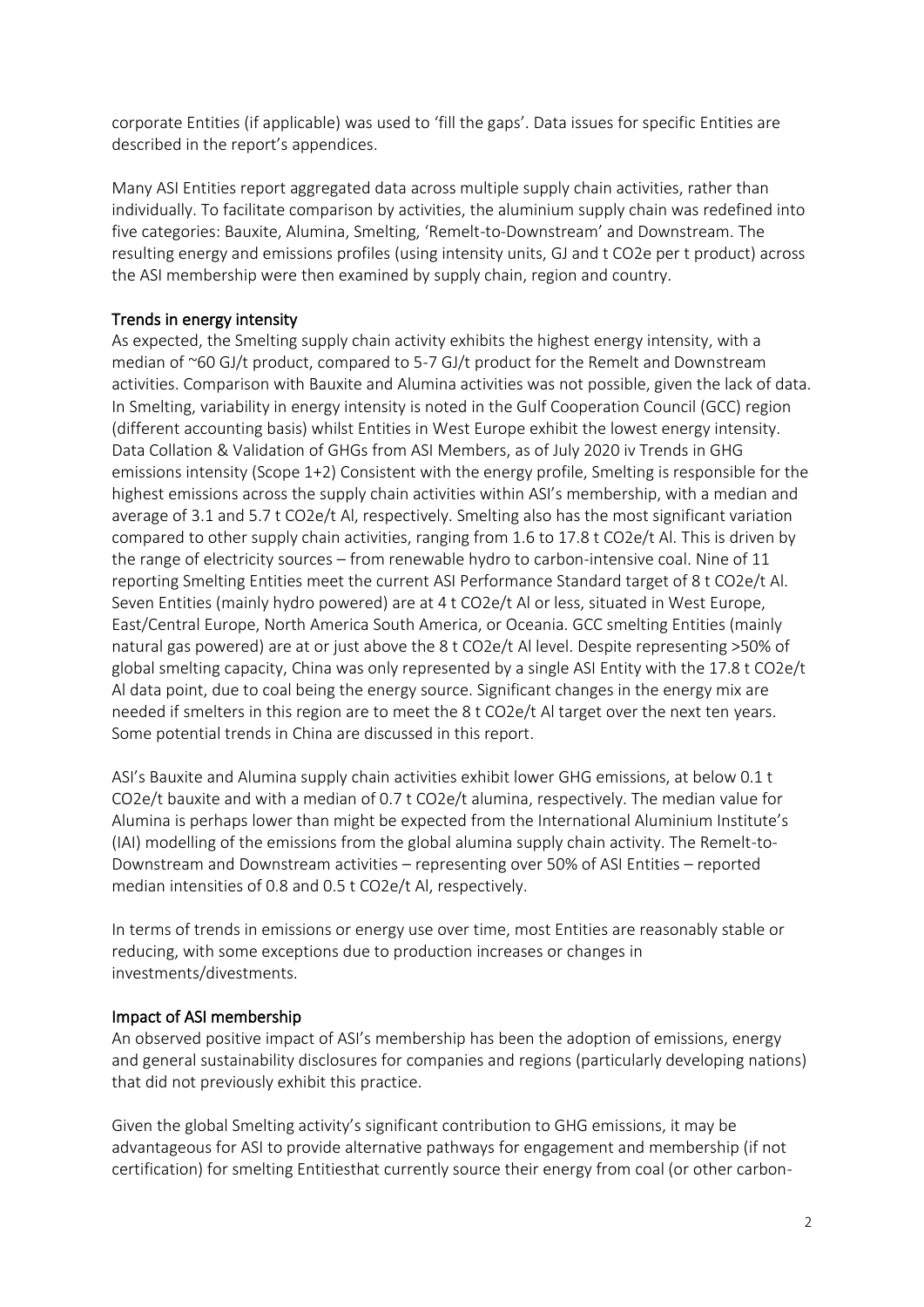corporate Entities (if applicable) was used to 'fill the gaps'. Data issues for specific Entities are described in the report's appendices.

Many ASI Entities report aggregated data across multiple supply chain activities, rather than individually. To facilitate comparison by activities, the aluminium supply chain was redefined into five categories: Bauxite, Alumina, Smelting, 'Remelt-to-Downstream' and Downstream. The resulting energy and emissions profiles (using intensity units, GJ and t CO2e per t product) across the ASI membership were then examined by supply chain, region and country.

## Trends in energy intensity

As expected, the Smelting supply chain activity exhibits the highest energy intensity, with a median of ~60 GJ/t product, compared to 5-7 GJ/t product for the Remelt and Downstream activities. Comparison with Bauxite and Alumina activities was not possible, given the lack of data. In Smelting, variability in energy intensity is noted in the Gulf Cooperation Council (GCC) region (different accounting basis) whilst Entities in West Europe exhibit the lowest energy intensity. Data Collation & Validation of GHGs from ASI Members, as of July 2020 iv Trends in GHG emissions intensity (Scope 1+2) Consistent with the energy profile, Smelting is responsible for the highest emissions across the supply chain activities within ASI's membership, with a median and average of 3.1 and 5.7 t CO2e/t Al, respectively. Smelting also has the most significant variation compared to other supply chain activities, ranging from 1.6 to 17.8 t CO2e/t Al. This is driven by the range of electricity sources – from renewable hydro to carbon-intensive coal. Nine of 11 reporting Smelting Entities meet the current ASI Performance Standard target of 8 t CO2e/t Al. Seven Entities (mainly hydro powered) are at 4 t CO2e/t Al or less, situated in West Europe, East/Central Europe, North America South America, or Oceania. GCC smelting Entities (mainly natural gas powered) are at or just above the 8 t CO2e/t Al level. Despite representing >50% of global smelting capacity, China was only represented by a single ASI Entity with the 17.8 t CO2e/t Al data point, due to coal being the energy source. Significant changes in the energy mix are needed if smelters in this region are to meet the 8 t CO2e/t Al target over the next ten years. Some potential trends in China are discussed in this report.

ASI's Bauxite and Alumina supply chain activities exhibit lower GHG emissions, at below 0.1 t CO2e/t bauxite and with a median of 0.7 t CO2e/t alumina, respectively. The median value for Alumina is perhaps lower than might be expected from the International Aluminium Institute's (IAI) modelling of the emissions from the global alumina supply chain activity. The Remelt-to-Downstream and Downstream activities – representing over 50% of ASI Entities – reported median intensities of 0.8 and 0.5 t CO2e/t Al, respectively.

In terms of trends in emissions or energy use over time, most Entities are reasonably stable or reducing, with some exceptions due to production increases or changes in investments/divestments.

## Impact of ASI membership

An observed positive impact of ASI's membership has been the adoption of emissions, energy and general sustainability disclosures for companies and regions (particularly developing nations) that did not previously exhibit this practice.

Given the global Smelting activity's significant contribution to GHG emissions, it may be advantageous for ASI to provide alternative pathways for engagement and membership (if not certification) for smelting Entitiesthat currently source their energy from coal (or other carbon-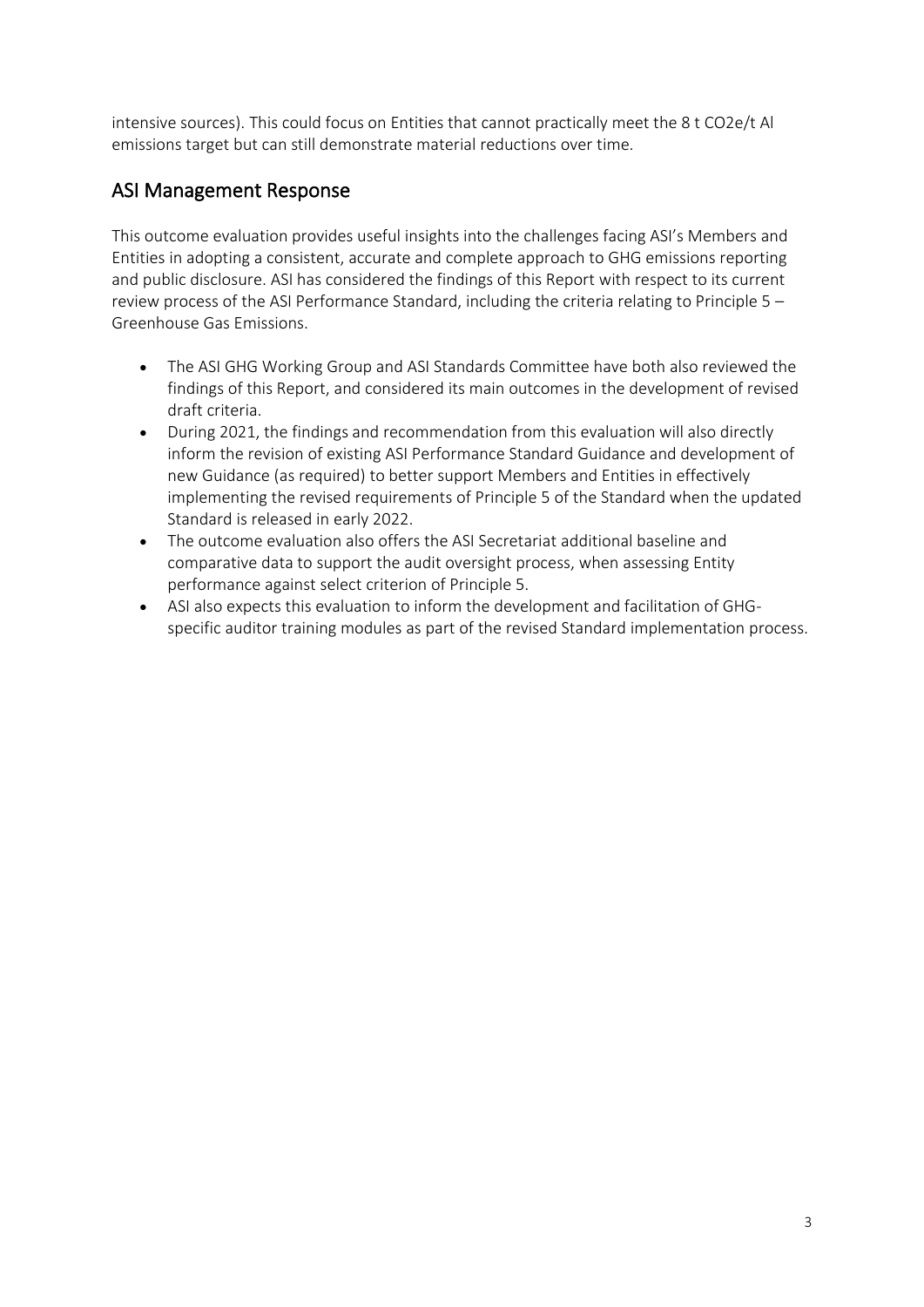intensive sources). This could focus on Entities that cannot practically meet the 8 t $CO_2e$/t Al emissions target but can still demonstrate material reductions over time.

## ASI Management Response

This outcome evaluation provides useful insights into the challenges facing ASI's Members and Entities in adopting a consistent, accurate and complete approach to GHG emissions reporting and public disclosure. ASI has considered the findings of this Report with respect to its current review process of the ASI Performance Standard, including the criteria relating to Principle 5 – Greenhouse Gas Emissions.

- The ASI GHG Working Group and ASI Standards Committee have both also reviewed the findings of this Report, and considered its main outcomes in the development of revised draft criteria.
- During 2021, the findings and recommendation from this evaluation will also directly inform the revision of existing ASI Performance Standard Guidance and development of new Guidance (as required) to better support Members and Entities in effectively implementing the revised requirements of Principle 5 of the Standard when the updated Standard is released in early 2022.
- The outcome evaluation also offers the ASI Secretariat additional baseline and comparative data to support the audit oversight process, when assessing Entity performance against select criterion of Principle 5.
- ASI also expects this evaluation to inform the development and facilitation of GHG-specific auditor training modules as part of the revised Standard implementation process.